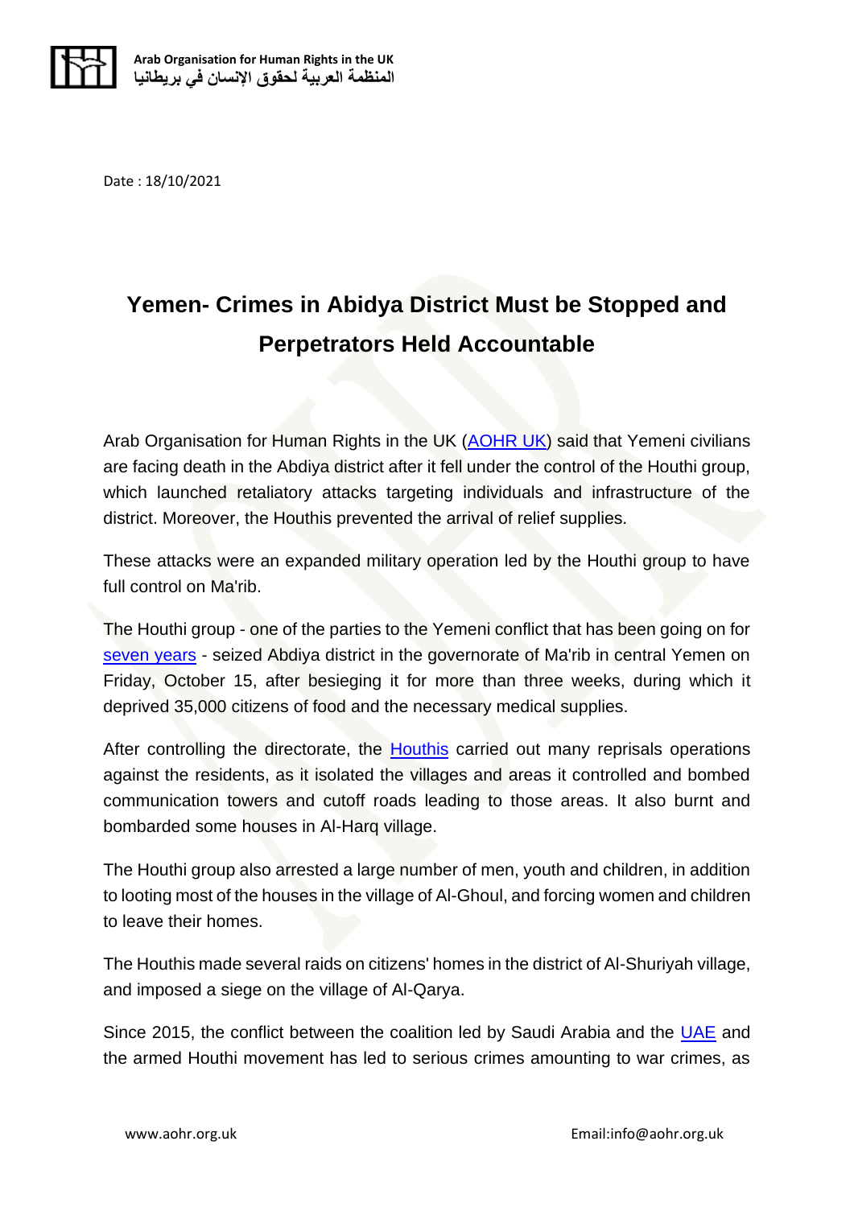Date : 18/10/2021

# Yemen- Crimes in Abidya District Must be Stopped and Perpetrators Held Accountable

Arab Organisation for Human Rights in the UK (AOHR UK) said that Yemeni civilians are facing death in the Abdiya district after it fell under the control of the Houthi group, which launched retaliatory attacks targeting individuals and infrastructure of the district. Moreover, the Houthis prevented the arrival of relief supplies.

These attacks were an expanded military operation led by the Houthi group to have full control on Ma'rib.

The Houthi group - one of the parties to the Yemeni conflict that has been going on for seven years - seized Abdiya district in the governorate of Ma'rib in central Yemen on Friday, October 15, after besieging it for more than three weeks, during which it deprived 35,000 citizens of food and the necessary medical supplies.

After controlling the directorate, the Houthis carried out many reprisals operations against the residents, as it isolated the villages and areas it controlled and bombed communication towers and cutoff roads leading to those areas. It also burnt and bombarded some houses in Al-Harq village.

The Houthi group also arrested a large number of men, youth and children, in addition to looting most of the houses in the village of Al-Ghoul, and forcing women and children to leave their homes.

The Houthis made several raids on citizens' homes in the district of Al-Shuriyah village, and imposed a siege on the village of Al-Qarya.

Since 2015, the conflict between the coalition led by Saudi Arabia and the UAE and the armed Houthi movement has led to serious crimes amounting to war crimes, as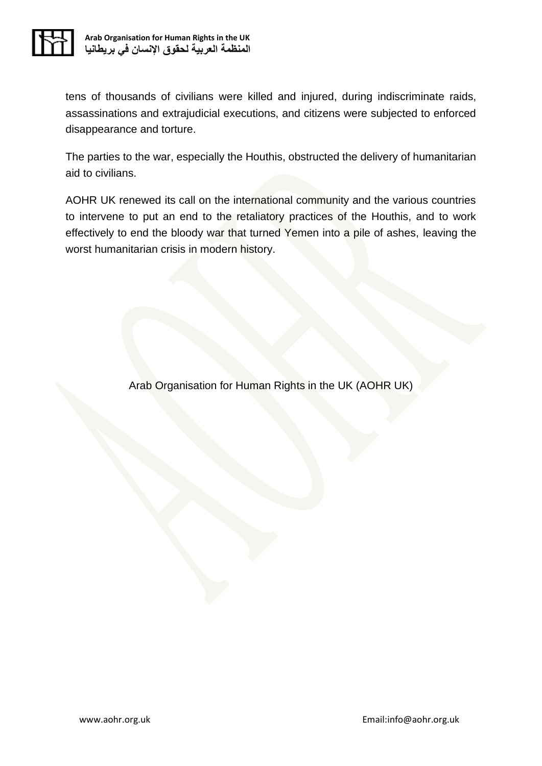tens of thousands of civilians were killed and injured, during indiscriminate raids, assassinations and extrajudicial executions, and citizens were subjected to enforced disappearance and torture.

The parties to the war, especially the Houthis, obstructed the delivery of humanitarian aid to civilians.

AOHR UK renewed its call on the international community and the various countries to intervene to put an end to the retaliatory practices of the Houthis, and to work effectively to end the bloody war that turned Yemen into a pile of ashes, leaving the worst humanitarian crisis in modern history.

Arab Organisation for Human Rights in the UK (AOHR UK)